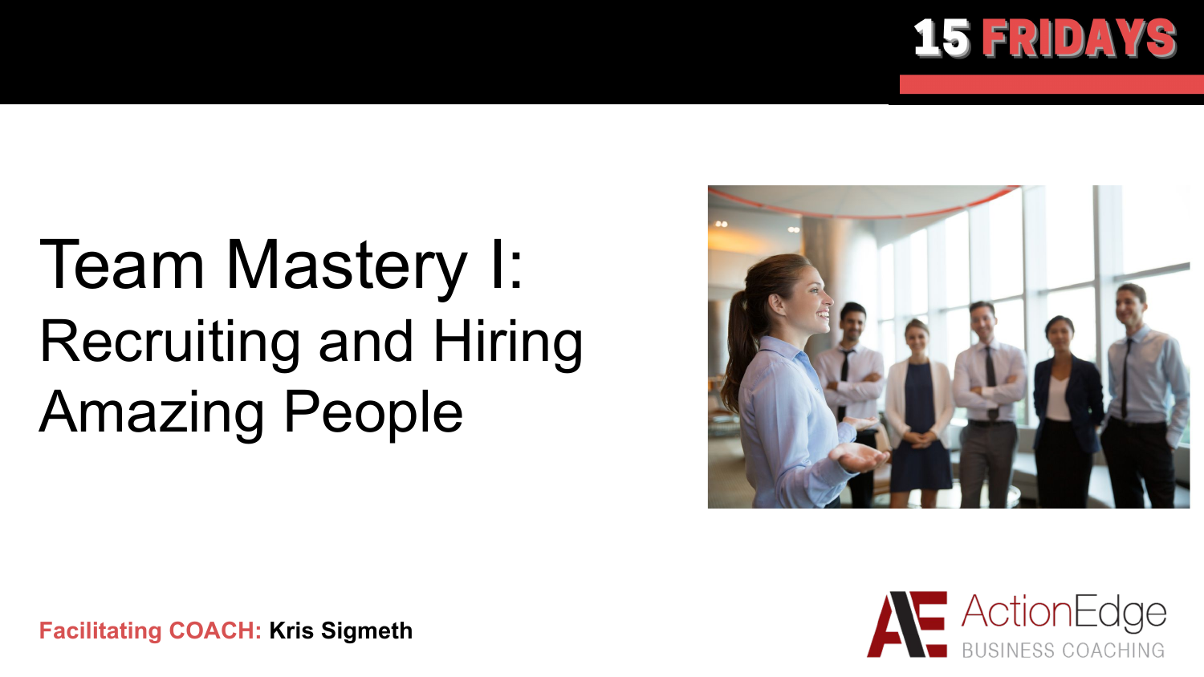15 FRIDAYS

# Team Mastery I:
## Recruiting and Hiring Amazing People

**Facilitating COACH:** **Kris Sigmeth**

ActionEdge BUSINESS COACHING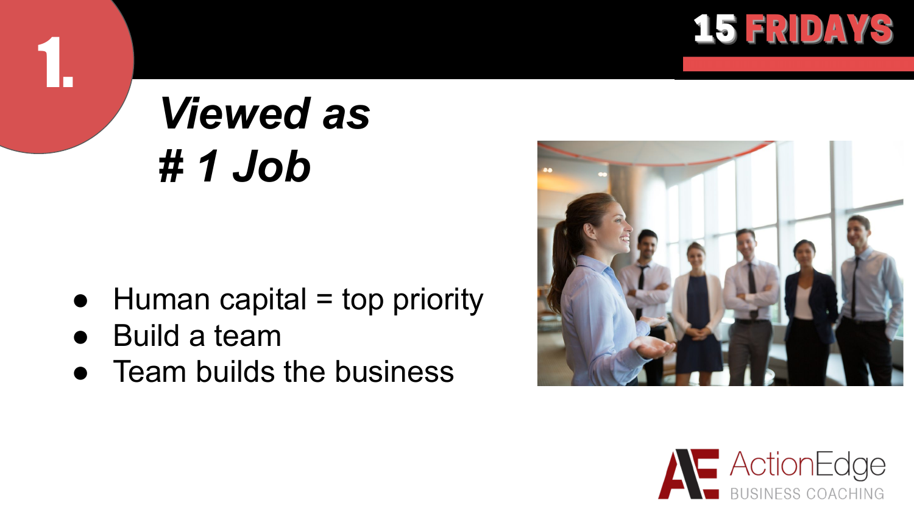# 1.

**15 FRIDAYS**

## *Viewed as # 1 Job*

- Human capital = top priority
- Build a team
- Team builds the business

ActionEdge BUSINESS COACHING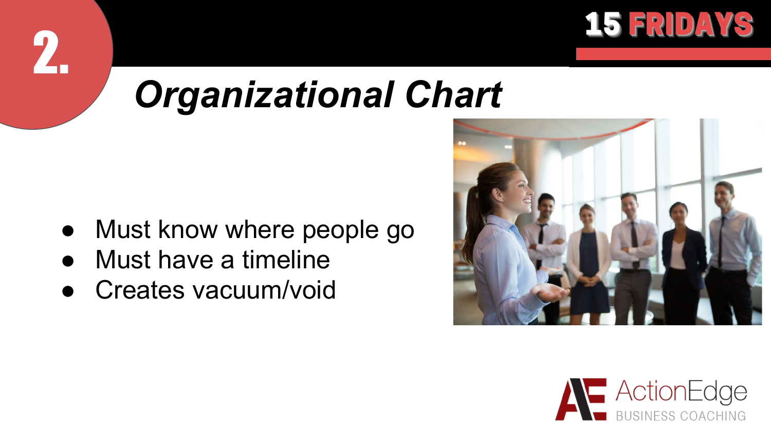# 2.

## *Organizational Chart*

- Must know where people go
- Must have a timeline
- Creates vacuum/void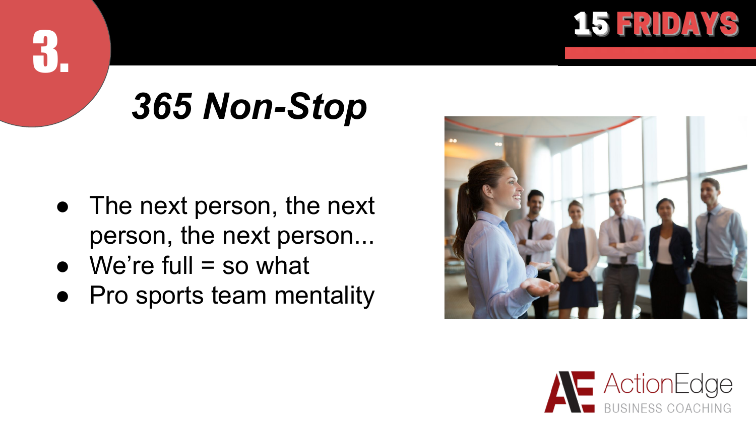# 3.

## *365 Non-Stop*

- The next person, the next person, the next person...
- We're full = so what
- Pro sports team mentality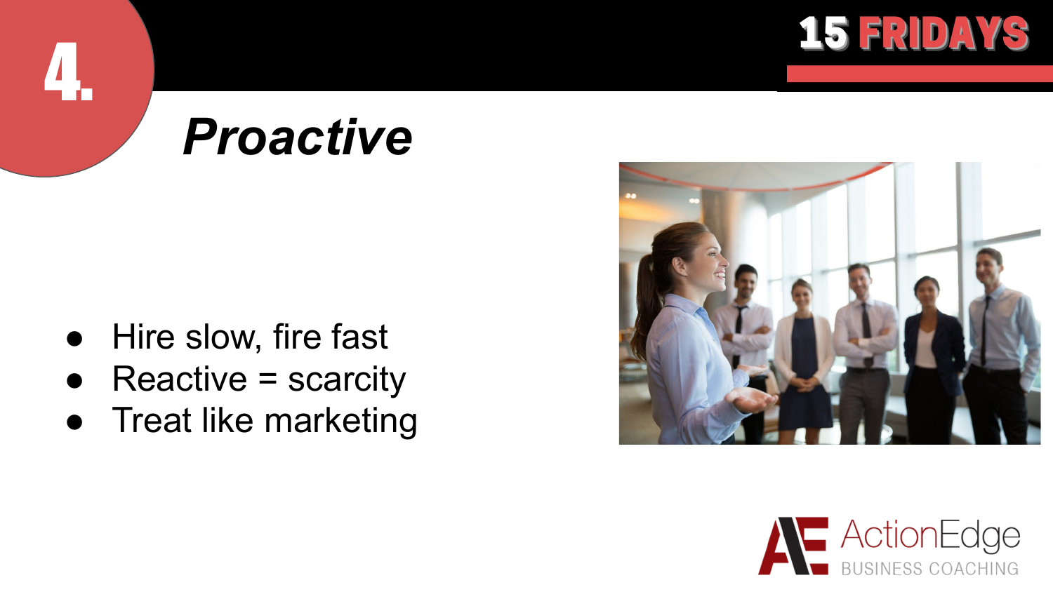# 4. Proactive

- Hire slow, fire fast
- Reactive = scarcity
- Treat like marketing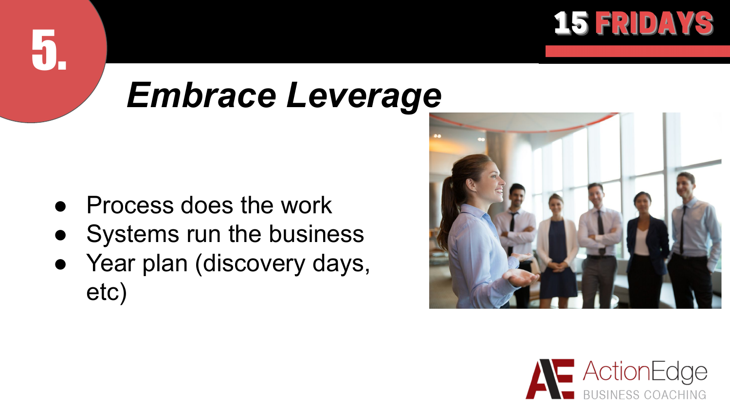# 5.

## *Embrace Leverage*

- Process does the work
- Systems run the business
- Year plan (discovery days, etc)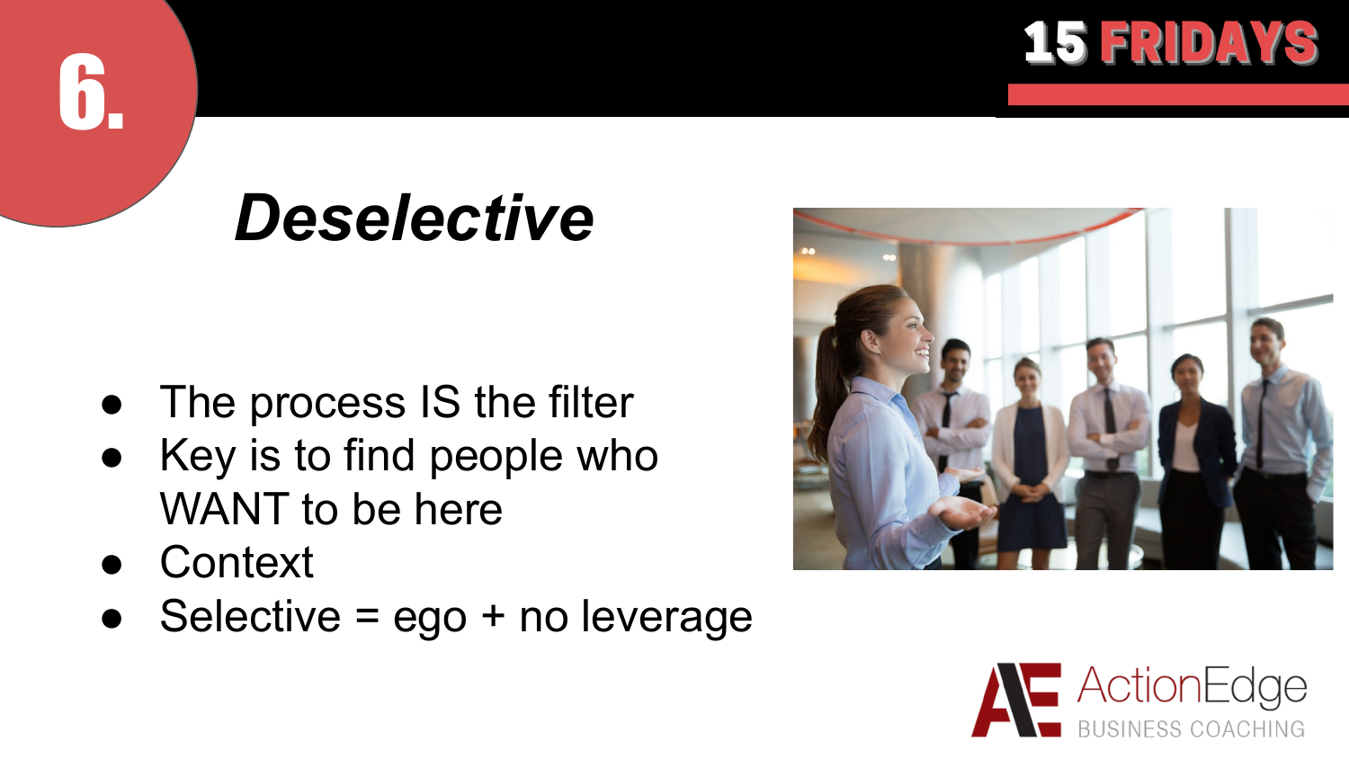6.

# *Deselective*

- The process IS the filter
- Key is to find people who WANT to be here
- Context
- Selective = ego + no leverage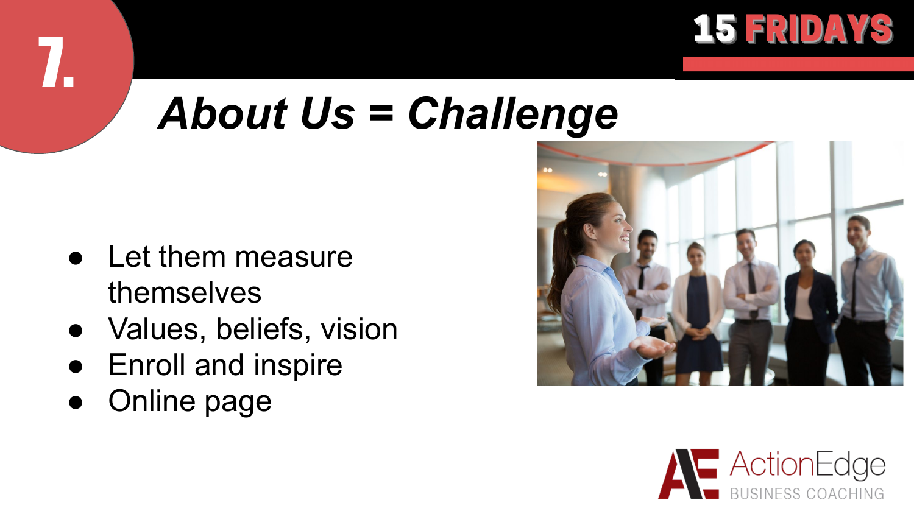7.

# About Us = Challenge

- Let them measure themselves
- Values, beliefs, vision
- Enroll and inspire
- Online page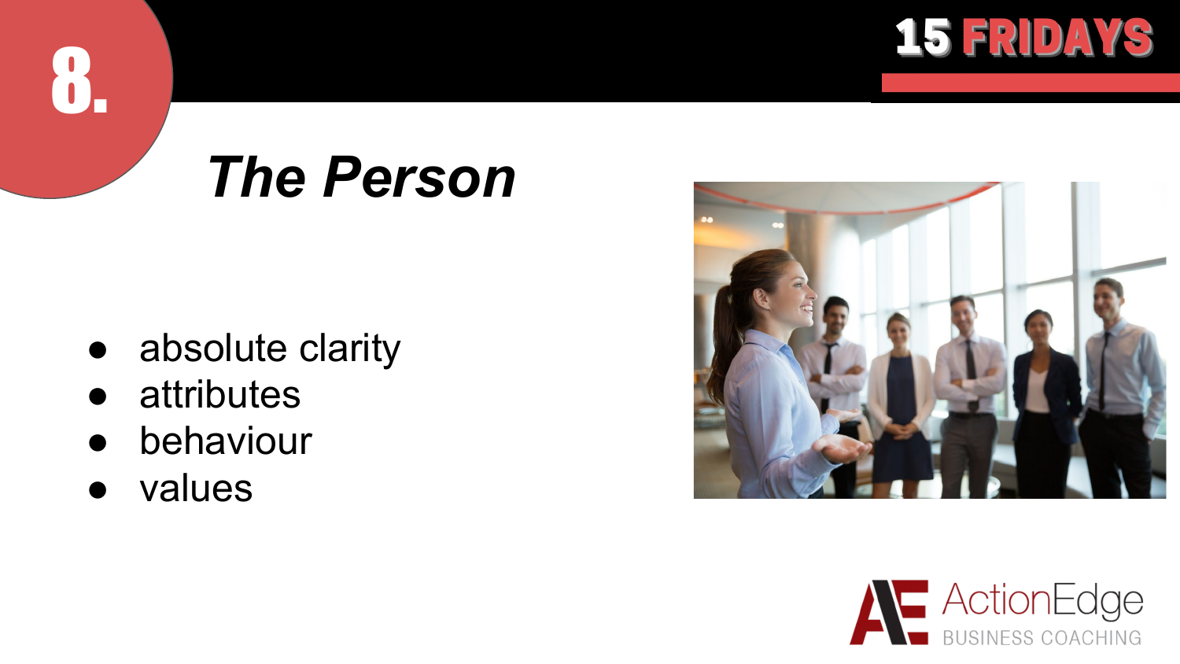# 8.

## *The Person*

- absolute clarity
- attributes
- behaviour
- values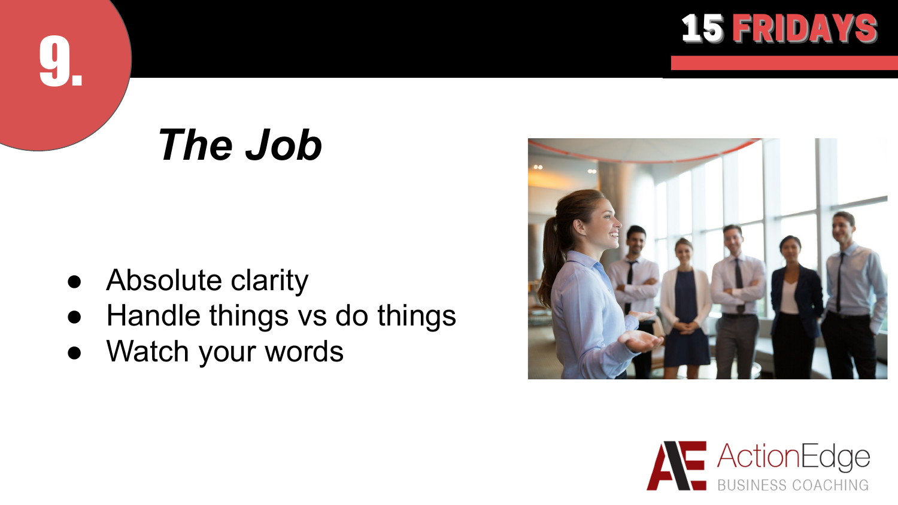# 9.

## *The Job*

- Absolute clarity
- Handle things vs do things
- Watch your words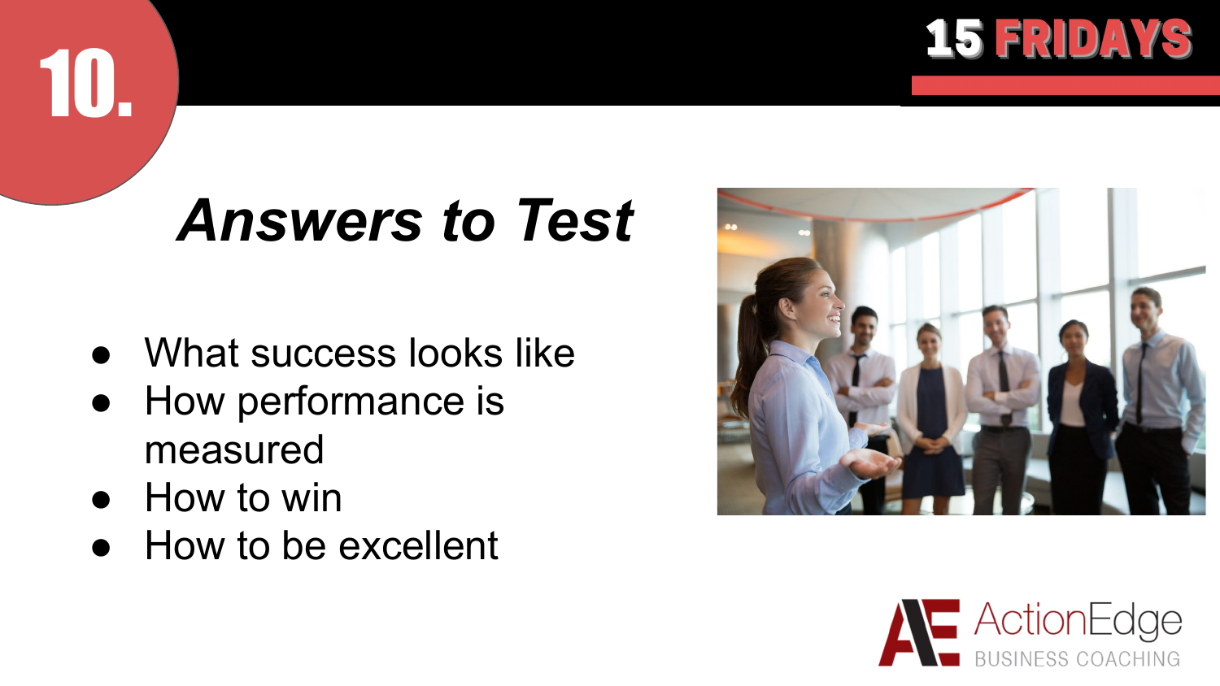10.

# *Answers to Test*

- What success looks like
- How performance is measured
- How to win
- How to be excellent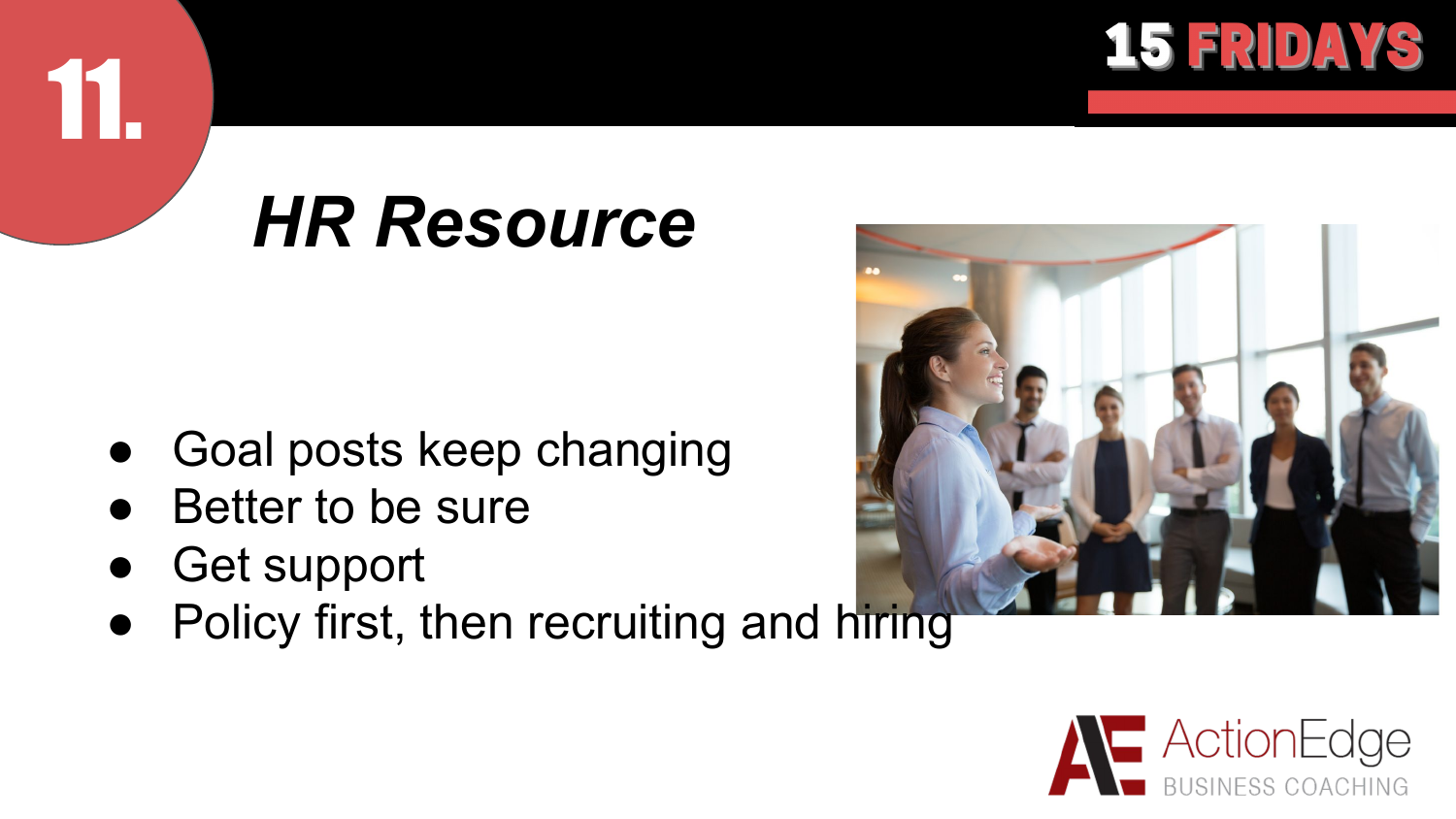# 11.

## *HR Resource*

- Goal posts keep changing
- Better to be sure
- Get support
- Policy first, then recruiting and hiring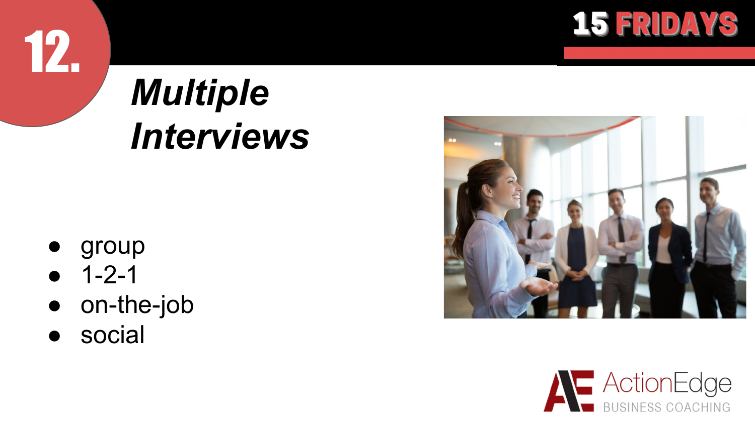# 12. Multiple Interviews

- group
- 1-2-1
- on-the-job
- social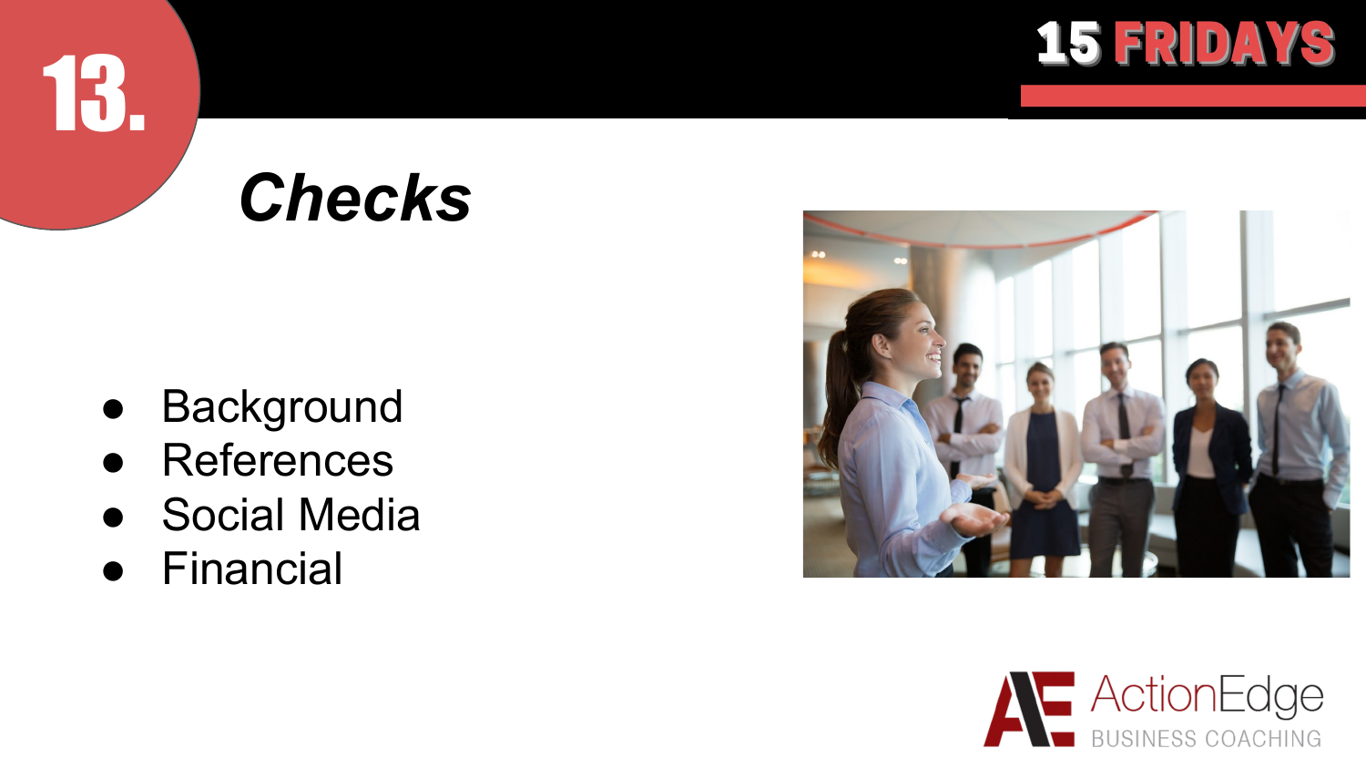# 13. Checks

- Background
- References
- Social Media
- Financial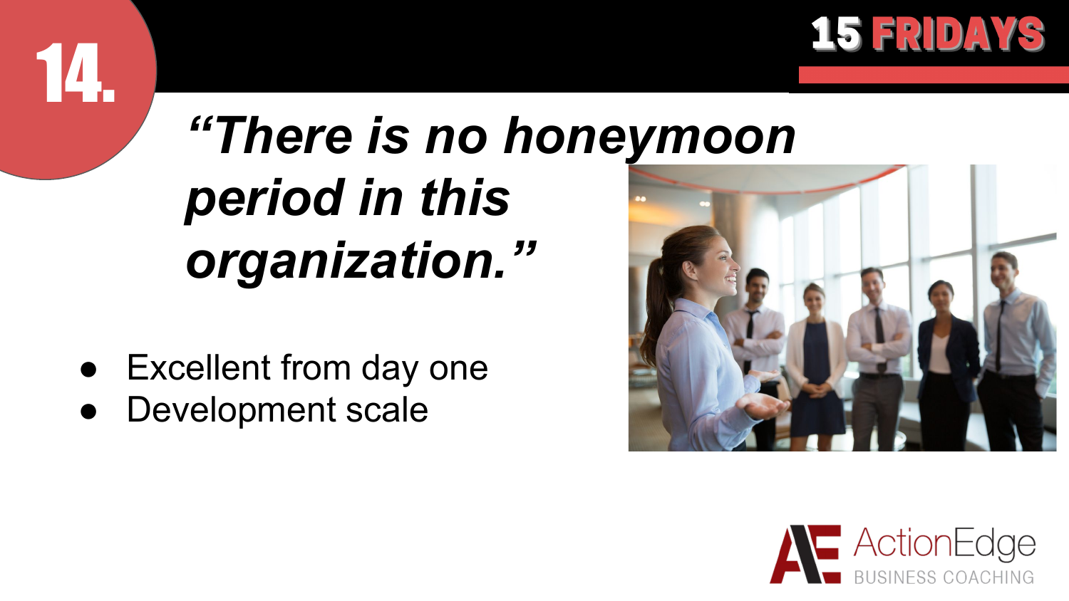# 14.

## *"There is no honeymoon period in this organization."*

- Excellent from day one
- Development scale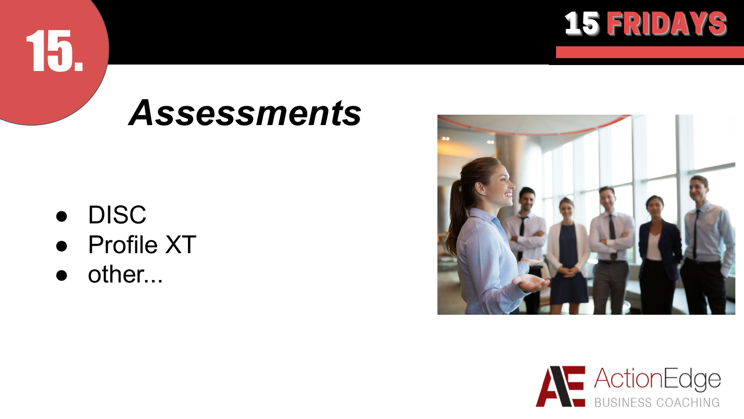# 15.

## *Assessments*

- DISC
- Profile XT
- other...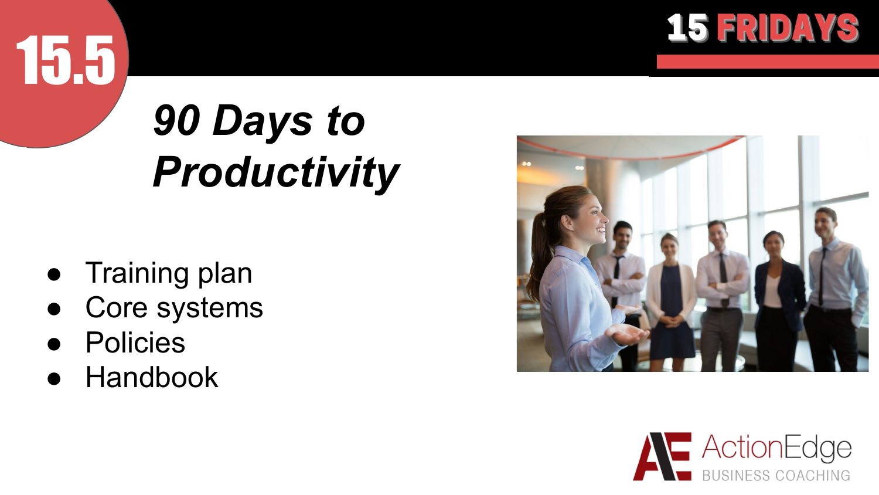15.5

# *90 Days to Productivity*

- Training plan
- Core systems
- Policies
- Handbook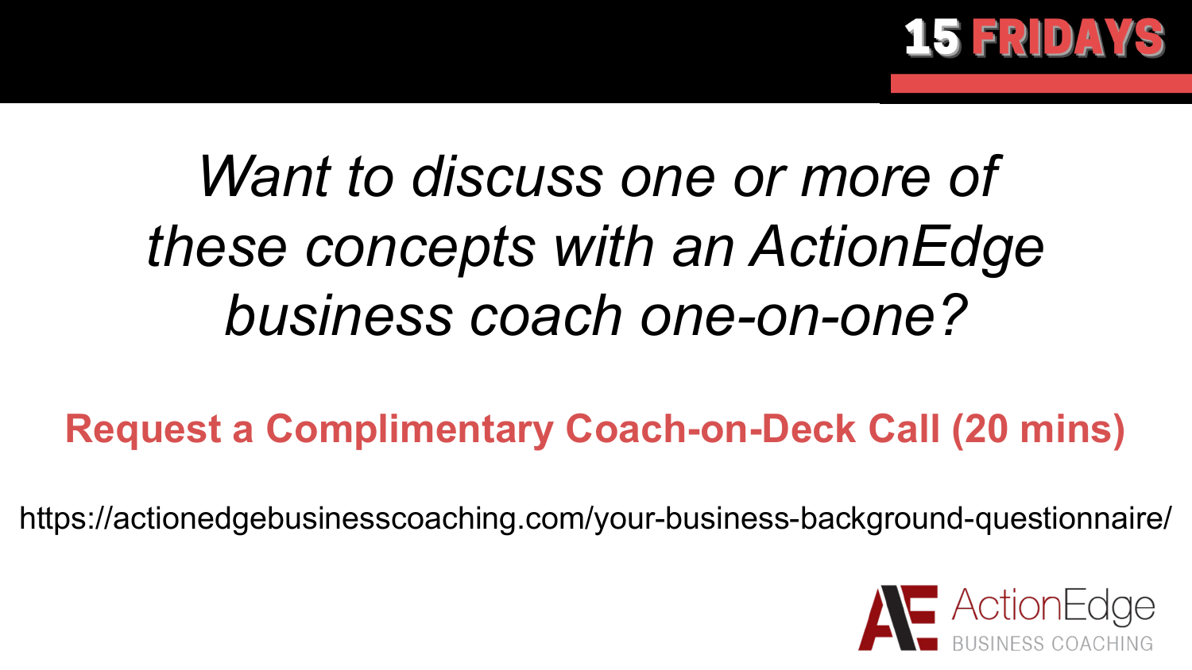*Want to discuss one or more of these concepts with an ActionEdge business coach one-on-one?*

**Request a Complimentary Coach-on-Deck Call (20 mins)**

https://actionedgebusinesscoaching.com/your-business-background-questionnaire/

ActionEdge BUSINESS COACHING